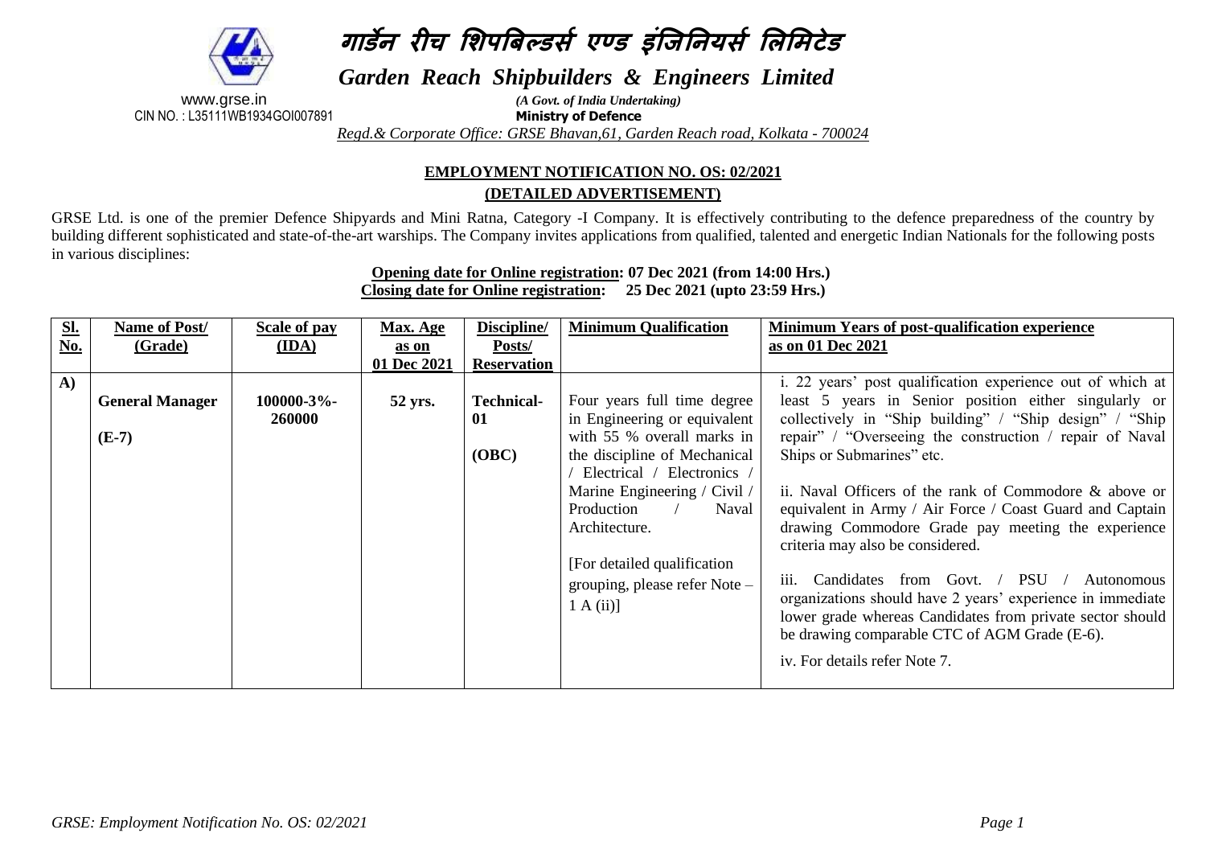# गार्डेन रीच शिपबिल्डर्स एण्ड इंजिनियर्स लिमिटेड

## Garden Reach Shipbuilders & Engineers Limited

www.grse.in
CIN NO. : L35111WB1934GOI007891

*(A Govt. of India Undertaking)*
**Ministry of Defence**

*Regd.& Corporate Office: GRSE Bhavan,61, Garden Reach road, Kolkata - 700024*

### EMPLOYMENT NOTIFICATION NO. OS: 02/2021
### (DETAILED ADVERTISEMENT)

GRSE Ltd. is one of the premier Defence Shipyards and Mini Ratna, Category -I Company. It is effectively contributing to the defence preparedness of the country by building different sophisticated and state-of-the-art warships. The Company invites applications from qualified, talented and energetic Indian Nationals for the following posts in various disciplines:

**Opening date for Online registration: 07 Dec 2021 (from 14:00 Hrs.)**
**Closing date for Online registration: 25 Dec 2021 (upto 23:59 Hrs.)**

| Sl. No. | Name of Post/ (Grade) | Scale of pay (IDA) | Max. Age as on 01 Dec 2021 | Discipline/ Posts/ Reservation | Minimum Qualification | Minimum Years of post-qualification experience as on 01 Dec 2021 |
|---|---|---|---|---|---|---|
| A) | **General Manager (E-7)** | **100000-3%-260000** | **52 yrs.** | **Technical-01 (OBC)** | Four years full time degree in Engineering or equivalent with 55 % overall marks in the discipline of Mechanical / Electrical / Electronics / Marine Engineering / Civil / Production / Naval Architecture. [For detailed qualification grouping, please refer Note – 1 A (ii)] | i. 22 years' post qualification experience out of which at least 5 years in Senior position either singularly or collectively in "Ship building" / "Ship design" / "Ship repair" / "Overseeing the construction / repair of Naval Ships or Submarines" etc. ii. Naval Officers of the rank of Commodore & above or equivalent in Army / Air Force / Coast Guard and Captain drawing Commodore Grade pay meeting the experience criteria may also be considered. iii. Candidates from Govt. / PSU / Autonomous organizations should have 2 years' experience in immediate lower grade whereas Candidates from private sector should be drawing comparable CTC of AGM Grade (E-6). iv. For details refer Note 7. |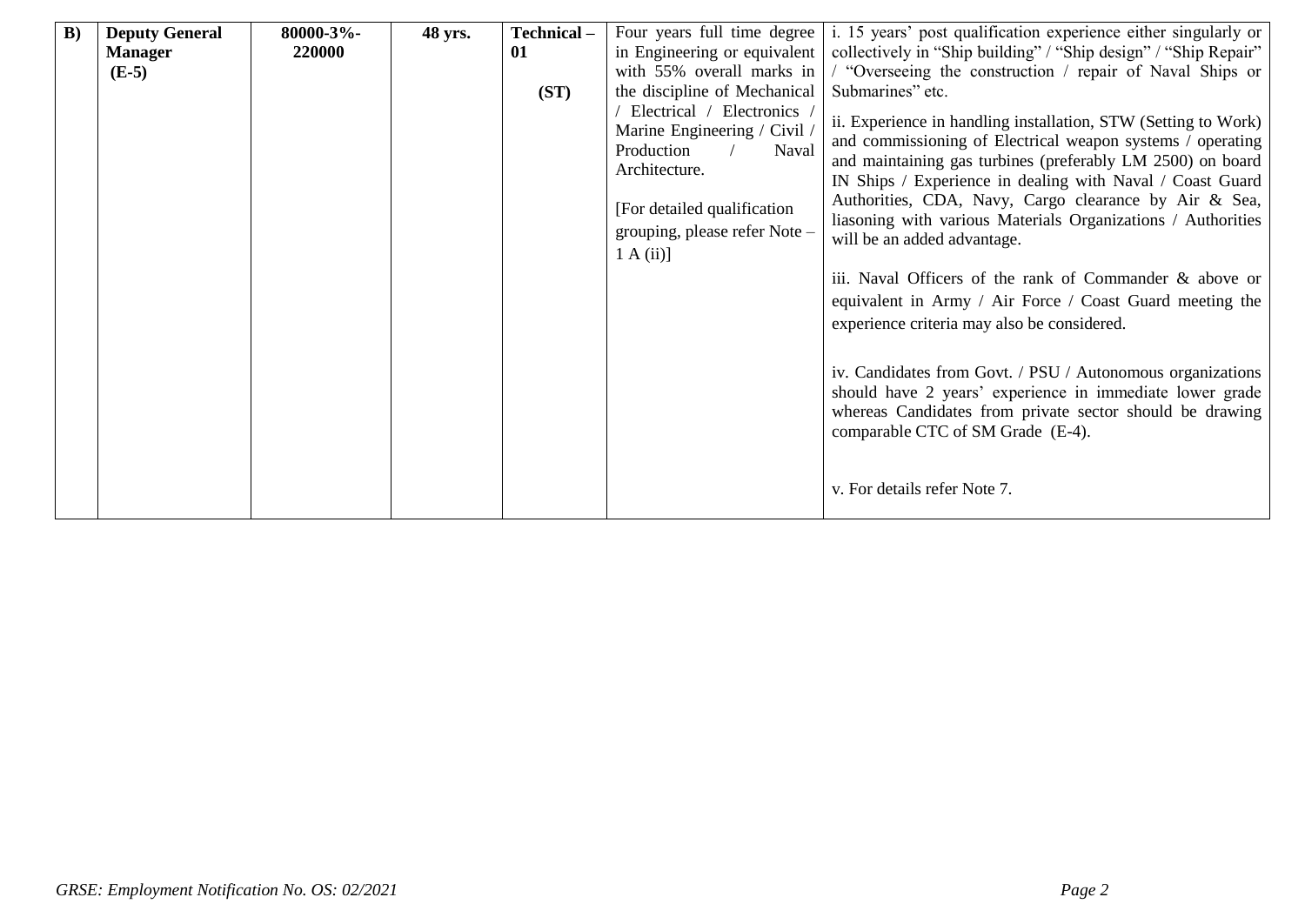| | | | | | | |
|---|---|---|---|---|---|---|
| **B)** | **Deputy General Manager (E-5)** | **80000-3%-220000** | **48 yrs.** | **Technical – 01 (ST)** | Four years full time degree in Engineering or equivalent with 55% overall marks in the discipline of Mechanical / Electrical / Electronics / Marine Engineering / Civil / Production / Naval Architecture.<br><br>[For detailed qualification grouping, please refer Note – 1 A (ii)] | i. 15 years' post qualification experience either singularly or collectively in "Ship building" / "Ship design" / "Ship Repair" / "Overseeing the construction / repair of Naval Ships or Submarines" etc.<br><br>ii. Experience in handling installation, STW (Setting to Work) and commissioning of Electrical weapon systems / operating and maintaining gas turbines (preferably LM 2500) on board IN Ships / Experience in dealing with Naval / Coast Guard Authorities, CDA, Navy, Cargo clearance by Air & Sea, liasoning with various Materials Organizations / Authorities will be an added advantage.<br><br>iii. Naval Officers of the rank of Commander & above or equivalent in Army / Air Force / Coast Guard meeting the experience criteria may also be considered.<br><br>iv. Candidates from Govt. / PSU / Autonomous organizations should have 2 years' experience in immediate lower grade whereas Candidates from private sector should be drawing comparable CTC of SM Grade (E-4).<br><br>v. For details refer Note 7. |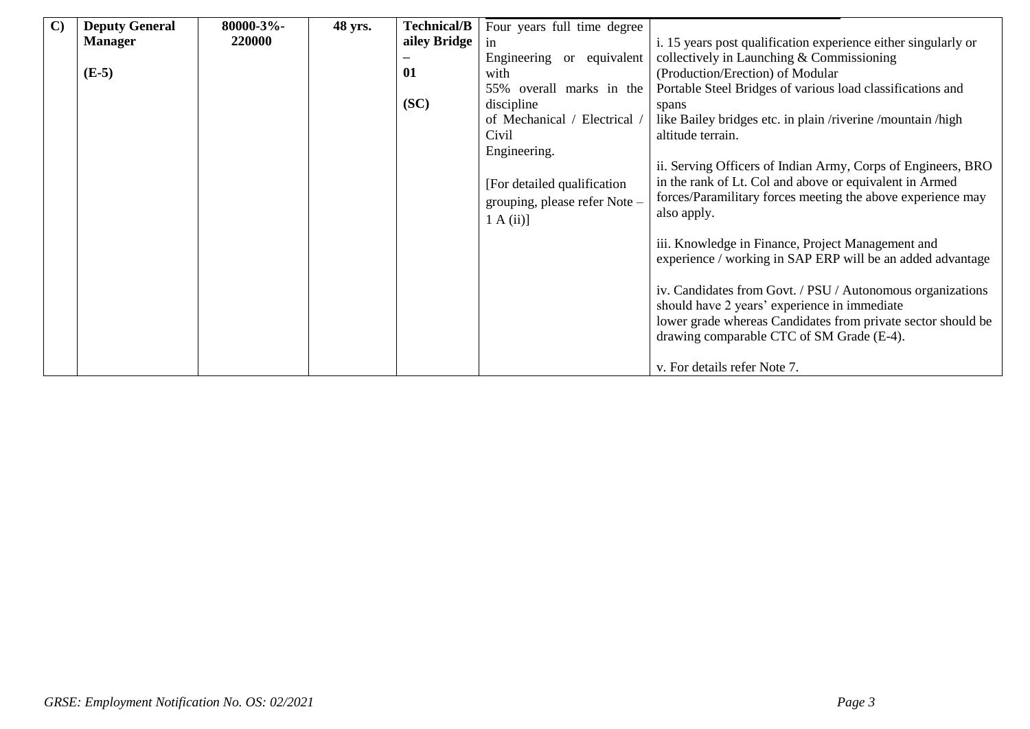| C) | **Deputy General Manager** **(E-5)** | **80000-3%-220000** | **48 yrs.** | **Technical/Bailey Bridge – 01** **(SC)** | Four years full time degree in Engineering or equivalent with 55% overall marks in the discipline of Mechanical / Electrical / Civil Engineering. [For detailed qualification grouping, please refer Note – 1 A (ii)] | i. 15 years post qualification experience either singularly or collectively in Launching & Commissioning (Production/Erection) of Modular Portable Steel Bridges of various load classifications and spans like Bailey bridges etc. in plain /riverine /mountain /high altitude terrain. ii. Serving Officers of Indian Army, Corps of Engineers, BRO in the rank of Lt. Col and above or equivalent in Armed forces/Paramilitary forces meeting the above experience may also apply. iii. Knowledge in Finance, Project Management and experience / working in SAP ERP will be an added advantage iv. Candidates from Govt. / PSU / Autonomous organizations should have 2 years' experience in immediate lower grade whereas Candidates from private sector should be drawing comparable CTC of SM Grade (E-4). v. For details refer Note 7. |
|---|---|---|---|---|---|---|

*GRSE: Employment Notification No. OS: 02/2021*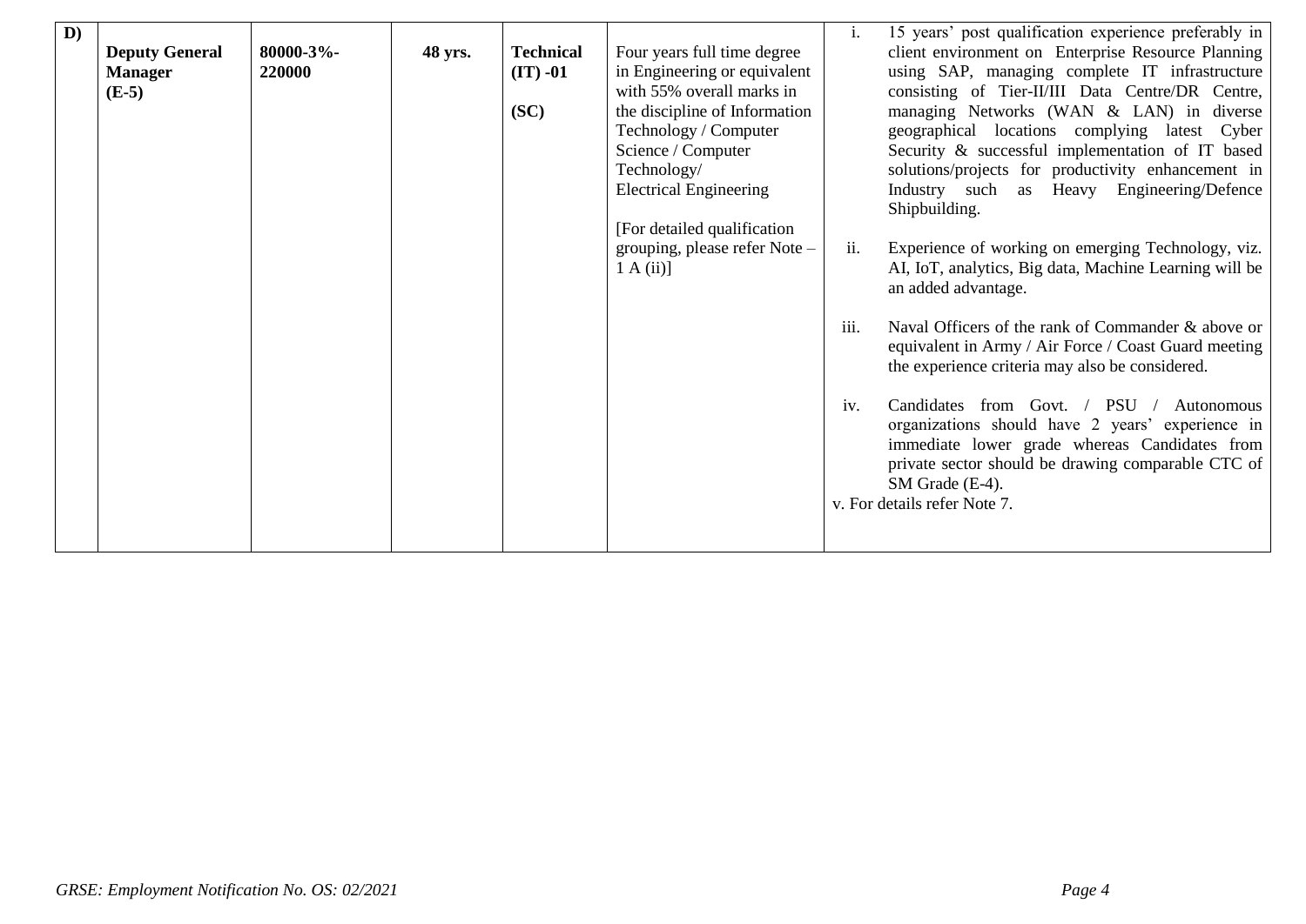| D) | **Deputy General Manager (E-5)** | **80000-3%-220000** | **48 yrs.** | **Technical (IT) -01 (SC)** | Four years full time degree in Engineering or equivalent with 55% overall marks in the discipline of Information Technology / Computer Science / Computer Technology/ Electrical Engineering<br><br>[For detailed qualification grouping, please refer Note – 1 A (ii)] | i. 15 years' post qualification experience preferably in client environment on Enterprise Resource Planning using SAP, managing complete IT infrastructure consisting of Tier-II/III Data Centre/DR Centre, managing Networks (WAN & LAN) in diverse geographical locations complying latest Cyber Security & successful implementation of IT based solutions/projects for productivity enhancement in Industry such as Heavy Engineering/Defence Shipbuilding.<br><br>ii. Experience of working on emerging Technology, viz. AI, IoT, analytics, Big data, Machine Learning will be an added advantage.<br><br>iii. Naval Officers of the rank of Commander & above or equivalent in Army / Air Force / Coast Guard meeting the experience criteria may also be considered.<br><br>iv. Candidates from Govt. / PSU / Autonomous organizations should have 2 years' experience in immediate lower grade whereas Candidates from private sector should be drawing comparable CTC of SM Grade (E-4).<br><br>v. For details refer Note 7. |
|---|---|---|---|---|---|---|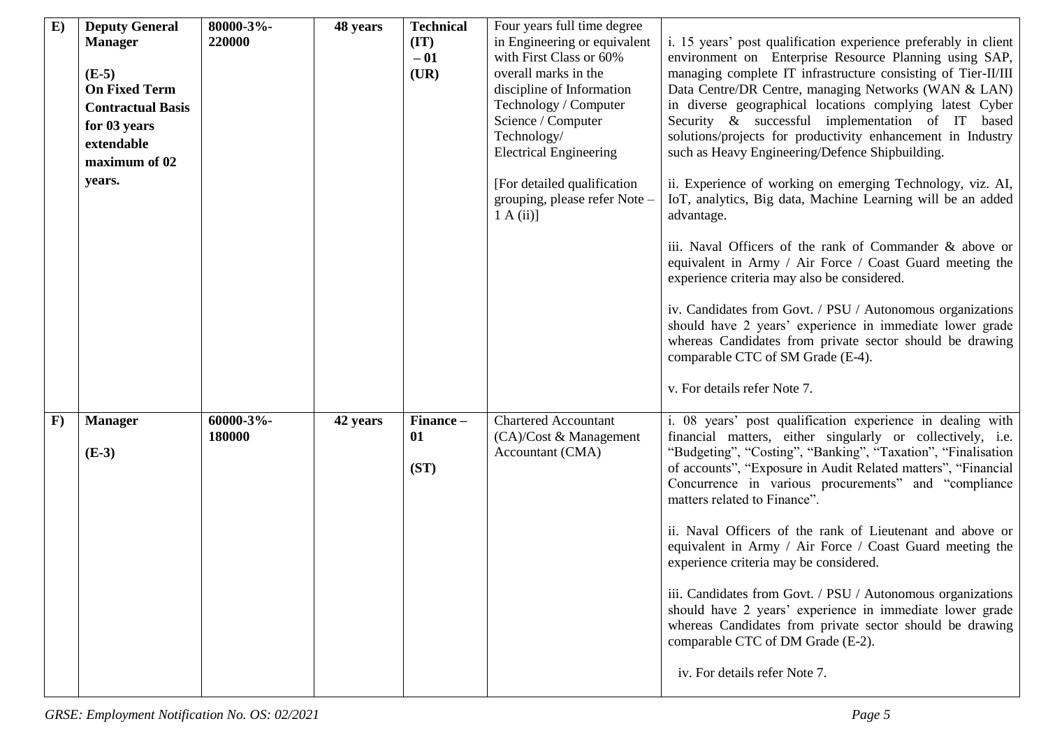| | | | | | | |
|---|---|---|---|---|---|---|
| **E)** | **Deputy General Manager**<br><br>**(E-5)**<br>**On Fixed Term Contractual Basis for 03 years extendable maximum of 02 years.** | **80000-3%-220000** | **48 years** | **Technical (IT) – 01 (UR)** | Four years full time degree in Engineering or equivalent with First Class or 60% overall marks in the discipline of Information Technology / Computer Science / Computer Technology/ Electrical Engineering<br><br>[For detailed qualification grouping, please refer Note – 1 A (ii)] | i. 15 years' post qualification experience preferably in client environment on Enterprise Resource Planning using SAP, managing complete IT infrastructure consisting of Tier-II/III Data Centre/DR Centre, managing Networks (WAN & LAN) in diverse geographical locations complying latest Cyber Security & successful implementation of IT based solutions/projects for productivity enhancement in Industry such as Heavy Engineering/Defence Shipbuilding.<br><br>ii. Experience of working on emerging Technology, viz. AI, IoT, analytics, Big data, Machine Learning will be an added advantage.<br><br>iii. Naval Officers of the rank of Commander & above or equivalent in Army / Air Force / Coast Guard meeting the experience criteria may also be considered.<br><br>iv. Candidates from Govt. / PSU / Autonomous organizations should have 2 years' experience in immediate lower grade whereas Candidates from private sector should be drawing comparable CTC of SM Grade (E-4).<br><br>v. For details refer Note 7. |
| **F)** | **Manager**<br><br>**(E-3)** | **60000-3%-180000** | **42 years** | **Finance – 01**<br><br>**(ST)** | Chartered Accountant (CA)/Cost & Management Accountant (CMA) | i. 08 years' post qualification experience in dealing with financial matters, either singularly or collectively, i.e. "Budgeting", "Costing", "Banking", "Taxation", "Finalisation of accounts", "Exposure in Audit Related matters", "Financial Concurrence in various procurements" and "compliance matters related to Finance".<br><br>ii. Naval Officers of the rank of Lieutenant and above or equivalent in Army / Air Force / Coast Guard meeting the experience criteria may be considered.<br><br>iii. Candidates from Govt. / PSU / Autonomous organizations should have 2 years' experience in immediate lower grade whereas Candidates from private sector should be drawing comparable CTC of DM Grade (E-2).<br><br>iv. For details refer Note 7. |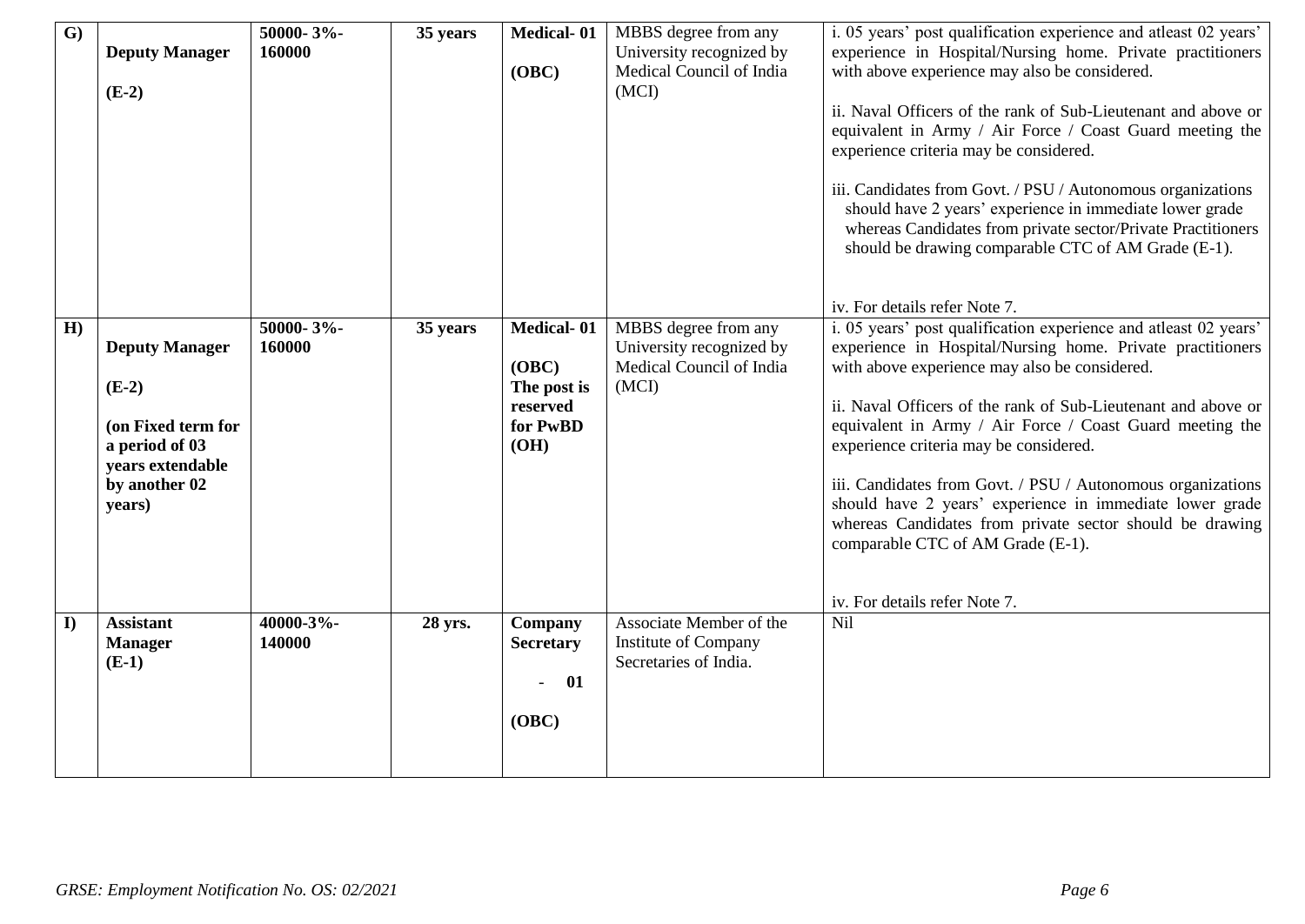| G) | **Deputy Manager (E-2)** | **50000- 3%- 160000** | **35 years** | **Medical- 01 (OBC)** | MBBS degree from any University recognized by Medical Council of India (MCI) | i. 05 years' post qualification experience and atleast 02 years' experience in Hospital/Nursing home. Private practitioners with above experience may also be considered.<br><br>ii. Naval Officers of the rank of Sub-Lieutenant and above or equivalent in Army / Air Force / Coast Guard meeting the experience criteria may be considered.<br><br>iii. Candidates from Govt. / PSU / Autonomous organizations should have 2 years' experience in immediate lower grade whereas Candidates from private sector/Private Practitioners should be drawing comparable CTC of AM Grade (E-1).<br><br>iv. For details refer Note 7. |
|---|---|---|---|---|---|---|
| H) | **Deputy Manager (E-2) (on Fixed term for a period of 03 years extendable by another 02 years)** | **50000- 3%- 160000** | **35 years** | **Medical- 01 (OBC) The post is reserved for PwBD (OH)** | MBBS degree from any University recognized by Medical Council of India (MCI) | i. 05 years' post qualification experience and atleast 02 years' experience in Hospital/Nursing home. Private practitioners with above experience may also be considered.<br><br>ii. Naval Officers of the rank of Sub-Lieutenant and above or equivalent in Army / Air Force / Coast Guard meeting the experience criteria may be considered.<br><br>iii. Candidates from Govt. / PSU / Autonomous organizations should have 2 years' experience in immediate lower grade whereas Candidates from private sector should be drawing comparable CTC of AM Grade (E-1).<br><br>iv. For details refer Note 7. |
| I) | **Assistant Manager (E-1)** | **40000-3%- 140000** | **28 yrs.** | **Company Secretary - 01 (OBC)** | Associate Member of the Institute of Company Secretaries of India. | Nil |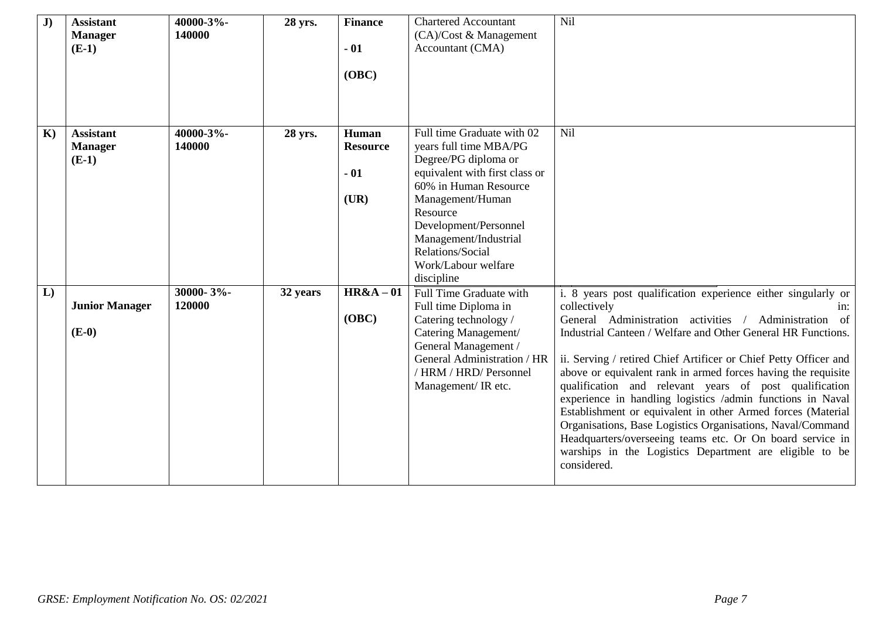| J) | **Assistant Manager (E-1)** | **40000-3%-140000** | **28 yrs.** | **Finance - 01 (OBC)** | Chartered Accountant (CA)/Cost & Management Accountant (CMA) | Nil |
|---|---|---|---|---|---|---|
| **K)** | **Assistant Manager (E-1)** | **40000-3%-140000** | **28 yrs.** | **Human Resource - 01 (UR)** | Full time Graduate with 02 years full time MBA/PG Degree/PG diploma or equivalent with first class or 60% in Human Resource Management/Human Resource Development/Personnel Management/Industrial Relations/Social Work/Labour welfare discipline | Nil |
| **L)** | **Junior Manager (E-0)** | **30000- 3%-120000** | **32 years** | **HR&A – 01 (OBC)** | Full Time Graduate with Full time Diploma in Catering technology / Catering Management/ General Management / General Administration / HR / HRM / HRD/ Personnel Management/ IR etc. | i. 8 years post qualification experience either singularly or collectively in: General Administration activities / Administration of Industrial Canteen / Welfare and Other General HR Functions.<br><br>ii. Serving / retired Chief Artificer or Chief Petty Officer and above or equivalent rank in armed forces having the requisite qualification and relevant years of post qualification experience in handling logistics /admin functions in Naval Establishment or equivalent in other Armed forces (Material Organisations, Base Logistics Organisations, Naval/Command Headquarters/overseeing teams etc. Or On board service in warships in the Logistics Department are eligible to be considered. |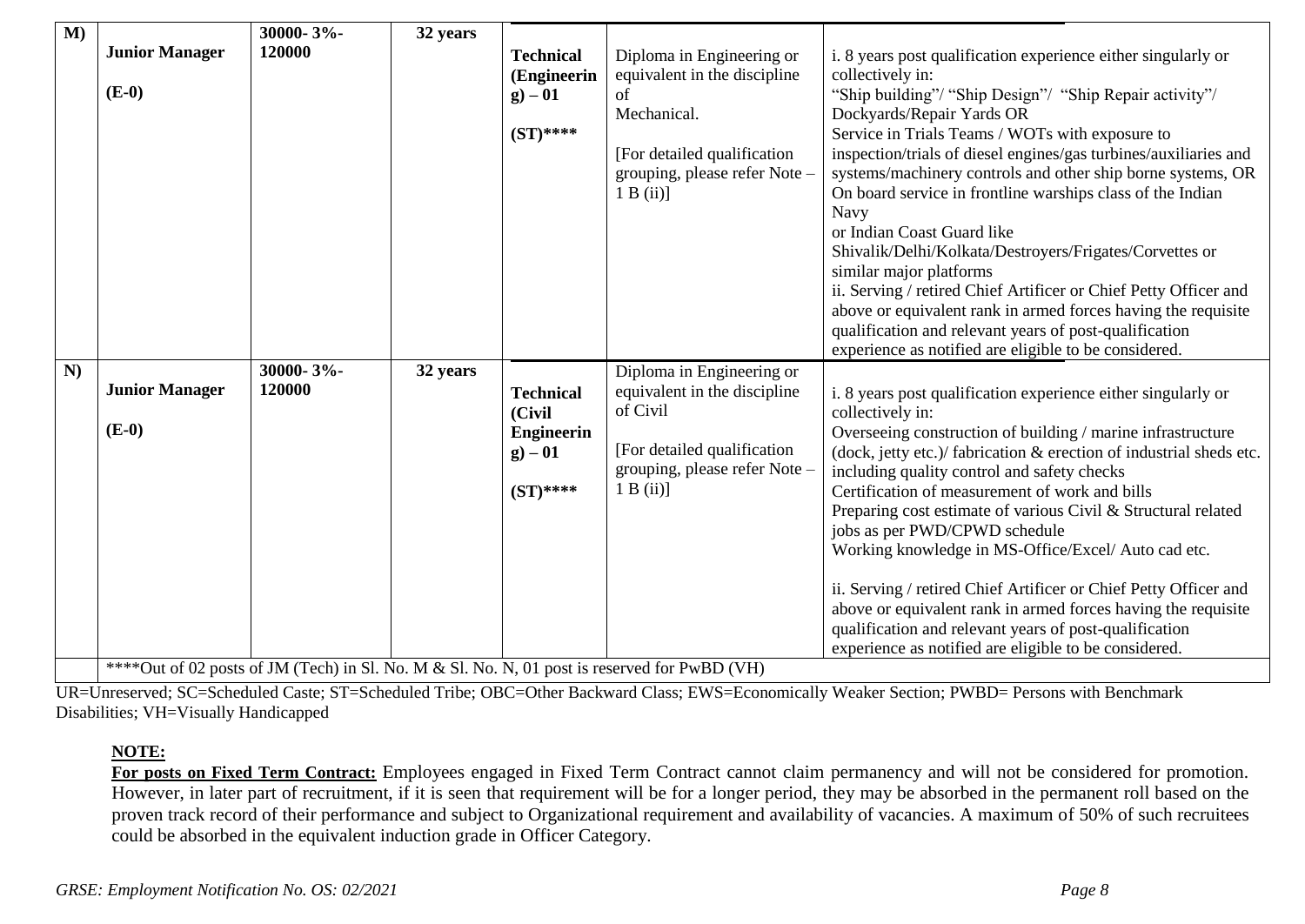| M) | **Junior Manager** **(E-0)** | **30000- 3%- 120000** | **32 years** | **Technical (Engineering) – 01** **(ST)\*\*\*\*** | Diploma in Engineering or equivalent in the discipline of Mechanical. [For detailed qualification grouping, please refer Note – 1 B (ii)] | i. 8 years post qualification experience either singularly or collectively in: "Ship building"/ "Ship Design"/ "Ship Repair activity"/ Dockyards/Repair Yards OR Service in Trials Teams / WOTs with exposure to inspection/trials of diesel engines/gas turbines/auxiliaries and systems/machinery controls and other ship borne systems, OR On board service in frontline warships class of the Indian Navy or Indian Coast Guard like Shivalik/Delhi/Kolkata/Destroyers/Frigates/Corvettes or similar major platforms<br>ii. Serving / retired Chief Artificer or Chief Petty Officer and above or equivalent rank in armed forces having the requisite qualification and relevant years of post-qualification experience as notified are eligible to be considered. |
|---|---|---|---|---|---|---|
| N) | **Junior Manager** **(E-0)** | **30000- 3%- 120000** | **32 years** | **Technical (Civil Engineering) – 01** **(ST)\*\*\*\*** | Diploma in Engineering or equivalent in the discipline of Civil [For detailed qualification grouping, please refer Note – 1 B (ii)] | i. 8 years post qualification experience either singularly or collectively in: Overseeing construction of building / marine infrastructure (dock, jetty etc.)/ fabrication & erection of industrial sheds etc. including quality control and safety checks Certification of measurement of work and bills Preparing cost estimate of various Civil & Structural related jobs as per PWD/CPWD schedule Working knowledge in MS-Office/Excel/ Auto cad etc.<br>ii. Serving / retired Chief Artificer or Chief Petty Officer and above or equivalent rank in armed forces having the requisite qualification and relevant years of post-qualification experience as notified are eligible to be considered. |
| | \*\*\*\*Out of 02 posts of JM (Tech) in Sl. No. M & Sl. No. N, 01 post is reserved for PwBD (VH) | | | | | |

UR=Unreserved; SC=Scheduled Caste; ST=Scheduled Tribe; OBC=Other Backward Class; EWS=Economically Weaker Section; PWBD= Persons with Benchmark Disabilities; VH=Visually Handicapped

**NOTE:**

**For posts on Fixed Term Contract:** Employees engaged in Fixed Term Contract cannot claim permanency and will not be considered for promotion. However, in later part of recruitment, if it is seen that requirement will be for a longer period, they may be absorbed in the permanent roll based on the proven track record of their performance and subject to Organizational requirement and availability of vacancies. A maximum of 50% of such recruitees could be absorbed in the equivalent induction grade in Officer Category.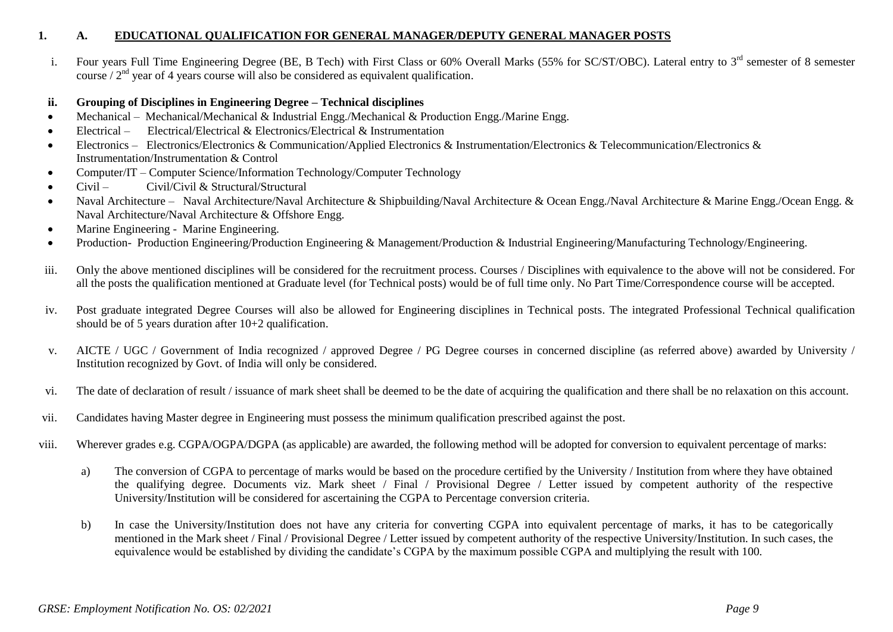## 1. A. EDUCATIONAL QUALIFICATION FOR GENERAL MANAGER/DEPUTY GENERAL MANAGER POSTS

i. Four years Full Time Engineering Degree (BE, B Tech) with First Class or 60% Overall Marks (55% for SC/ST/OBC). Lateral entry to 3rd semester of 8 semester course / 2nd year of 4 years course will also be considered as equivalent qualification.

**ii. Grouping of Disciplines in Engineering Degree – Technical disciplines**

- Mechanical – Mechanical/Mechanical & Industrial Engg./Mechanical & Production Engg./Marine Engg.
- Electrical – Electrical/Electrical & Electronics/Electrical & Instrumentation
- Electronics – Electronics/Electronics & Communication/Applied Electronics & Instrumentation/Electronics & Telecommunication/Electronics & Instrumentation/Instrumentation & Control
- Computer/IT – Computer Science/Information Technology/Computer Technology
- Civil – Civil/Civil & Structural/Structural
- Naval Architecture – Naval Architecture/Naval Architecture & Shipbuilding/Naval Architecture & Ocean Engg./Naval Architecture & Marine Engg./Ocean Engg. & Naval Architecture/Naval Architecture & Offshore Engg.
- Marine Engineering - Marine Engineering.
- Production- Production Engineering/Production Engineering & Management/Production & Industrial Engineering/Manufacturing Technology/Engineering.

iii. Only the above mentioned disciplines will be considered for the recruitment process. Courses / Disciplines with equivalence to the above will not be considered. For all the posts the qualification mentioned at Graduate level (for Technical posts) would be of full time only. No Part Time/Correspondence course will be accepted.

iv. Post graduate integrated Degree Courses will also be allowed for Engineering disciplines in Technical posts. The integrated Professional Technical qualification should be of 5 years duration after 10+2 qualification.

v. AICTE / UGC / Government of India recognized / approved Degree / PG Degree courses in concerned discipline (as referred above) awarded by University / Institution recognized by Govt. of India will only be considered.

vi. The date of declaration of result / issuance of mark sheet shall be deemed to be the date of acquiring the qualification and there shall be no relaxation on this account.

vii. Candidates having Master degree in Engineering must possess the minimum qualification prescribed against the post.

viii. Wherever grades e.g. CGPA/OGPA/DGPA (as applicable) are awarded, the following method will be adopted for conversion to equivalent percentage of marks:

   a) The conversion of CGPA to percentage of marks would be based on the procedure certified by the University / Institution from where they have obtained the qualifying degree. Documents viz. Mark sheet / Final / Provisional Degree / Letter issued by competent authority of the respective University/Institution will be considered for ascertaining the CGPA to Percentage conversion criteria.

   b) In case the University/Institution does not have any criteria for converting CGPA into equivalent percentage of marks, it has to be categorically mentioned in the Mark sheet / Final / Provisional Degree / Letter issued by competent authority of the respective University/Institution. In such cases, the equivalence would be established by dividing the candidate's CGPA by the maximum possible CGPA and multiplying the result with 100.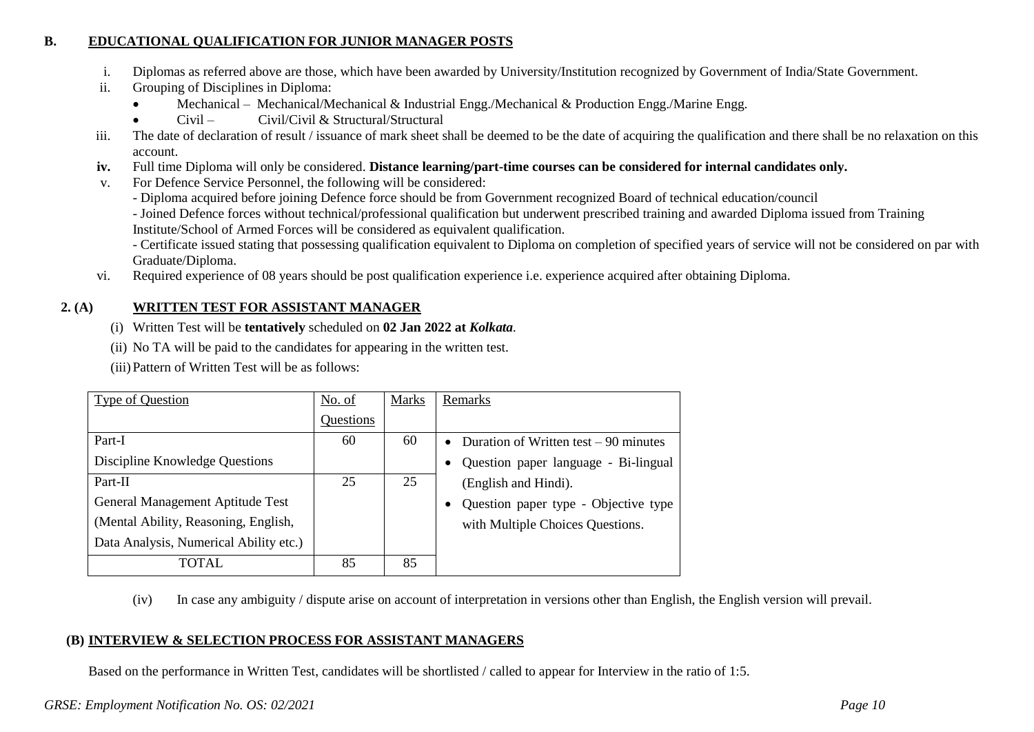## B. EDUCATIONAL QUALIFICATION FOR JUNIOR MANAGER POSTS

i. Diplomas as referred above are those, which have been awarded by University/Institution recognized by Government of India/State Government.

ii. Grouping of Disciplines in Diploma:
   - Mechanical – Mechanical/Mechanical & Industrial Engg./Mechanical & Production Engg./Marine Engg.
   - Civil – Civil/Civil & Structural/Structural

iii. The date of declaration of result / issuance of mark sheet shall be deemed to be the date of acquiring the qualification and there shall be no relaxation on this account.

**iv.** Full time Diploma will only be considered. **Distance learning/part-time courses can be considered for internal candidates only.**

v. For Defence Service Personnel, the following will be considered:
   - Diploma acquired before joining Defence force should be from Government recognized Board of technical education/council
   - Joined Defence forces without technical/professional qualification but underwent prescribed training and awarded Diploma issued from Training Institute/School of Armed Forces will be considered as equivalent qualification.
   - Certificate issued stating that possessing qualification equivalent to Diploma on completion of specified years of service will not be considered on par with Graduate/Diploma.

vi. Required experience of 08 years should be post qualification experience i.e. experience acquired after obtaining Diploma.

## 2. (A) WRITTEN TEST FOR ASSISTANT MANAGER

(i) Written Test will be **tentatively** scheduled on **02 Jan 2022 at *Kolkata*.**

(ii) No TA will be paid to the candidates for appearing in the written test.

(iii) Pattern of Written Test will be as follows:

| Type of Question | No. of Questions | Marks | Remarks |
|---|---|---|---|
| Part-I<br>Discipline Knowledge Questions | 60 | 60 | • Duration of Written test – 90 minutes<br>• Question paper language - Bi-lingual (English and Hindi).<br>• Question paper type - Objective type with Multiple Choices Questions. |
| Part-II<br>General Management Aptitude Test (Mental Ability, Reasoning, English, Data Analysis, Numerical Ability etc.) | 25 | 25 | |
| TOTAL | 85 | 85 | |

(iv) In case any ambiguity / dispute arise on account of interpretation in versions other than English, the English version will prevail.

## (B) INTERVIEW & SELECTION PROCESS FOR ASSISTANT MANAGERS

Based on the performance in Written Test, candidates will be shortlisted / called to appear for Interview in the ratio of 1:5.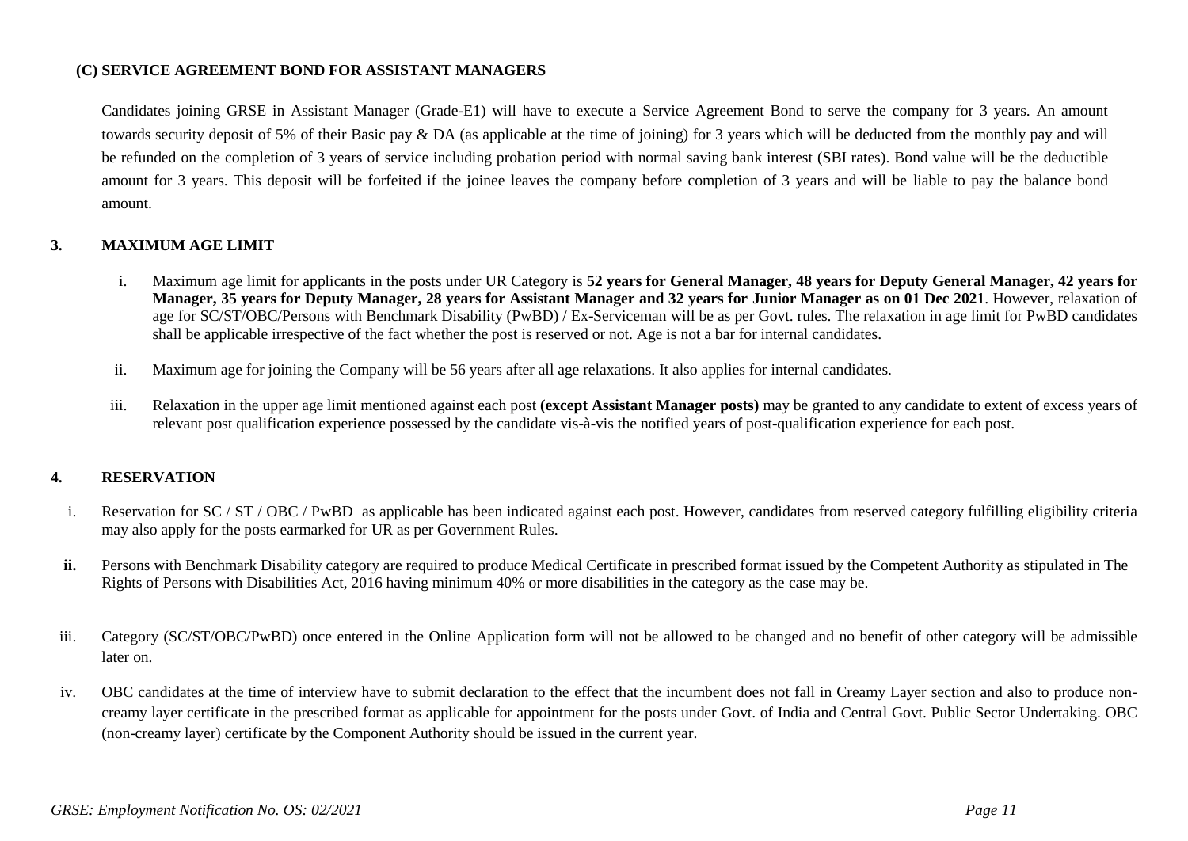### (C) SERVICE AGREEMENT BOND FOR ASSISTANT MANAGERS

Candidates joining GRSE in Assistant Manager (Grade-E1) will have to execute a Service Agreement Bond to serve the company for 3 years. An amount towards security deposit of 5% of their Basic pay & DA (as applicable at the time of joining) for 3 years which will be deducted from the monthly pay and will be refunded on the completion of 3 years of service including probation period with normal saving bank interest (SBI rates). Bond value will be the deductible amount for 3 years. This deposit will be forfeited if the joinee leaves the company before completion of 3 years and will be liable to pay the balance bond amount.

## 3. MAXIMUM AGE LIMIT

i. Maximum age limit for applicants in the posts under UR Category is **52 years for General Manager, 48 years for Deputy General Manager, 42 years for Manager, 35 years for Deputy Manager, 28 years for Assistant Manager and 32 years for Junior Manager as on 01 Dec 2021**. However, relaxation of age for SC/ST/OBC/Persons with Benchmark Disability (PwBD) / Ex-Serviceman will be as per Govt. rules. The relaxation in age limit for PwBD candidates shall be applicable irrespective of the fact whether the post is reserved or not. Age is not a bar for internal candidates.

ii. Maximum age for joining the Company will be 56 years after all age relaxations. It also applies for internal candidates.

iii. Relaxation in the upper age limit mentioned against each post **(except Assistant Manager posts)** may be granted to any candidate to extent of excess years of relevant post qualification experience possessed by the candidate vis-à-vis the notified years of post-qualification experience for each post.

## 4. RESERVATION

i. Reservation for SC / ST / OBC / PwBD as applicable has been indicated against each post. However, candidates from reserved category fulfilling eligibility criteria may also apply for the posts earmarked for UR as per Government Rules.

**ii.** Persons with Benchmark Disability category are required to produce Medical Certificate in prescribed format issued by the Competent Authority as stipulated in The Rights of Persons with Disabilities Act, 2016 having minimum 40% or more disabilities in the category as the case may be.

iii. Category (SC/ST/OBC/PwBD) once entered in the Online Application form will not be allowed to be changed and no benefit of other category will be admissible later on.

iv. OBC candidates at the time of interview have to submit declaration to the effect that the incumbent does not fall in Creamy Layer section and also to produce non-creamy layer certificate in the prescribed format as applicable for appointment for the posts under Govt. of India and Central Govt. Public Sector Undertaking. OBC (non-creamy layer) certificate by the Component Authority should be issued in the current year.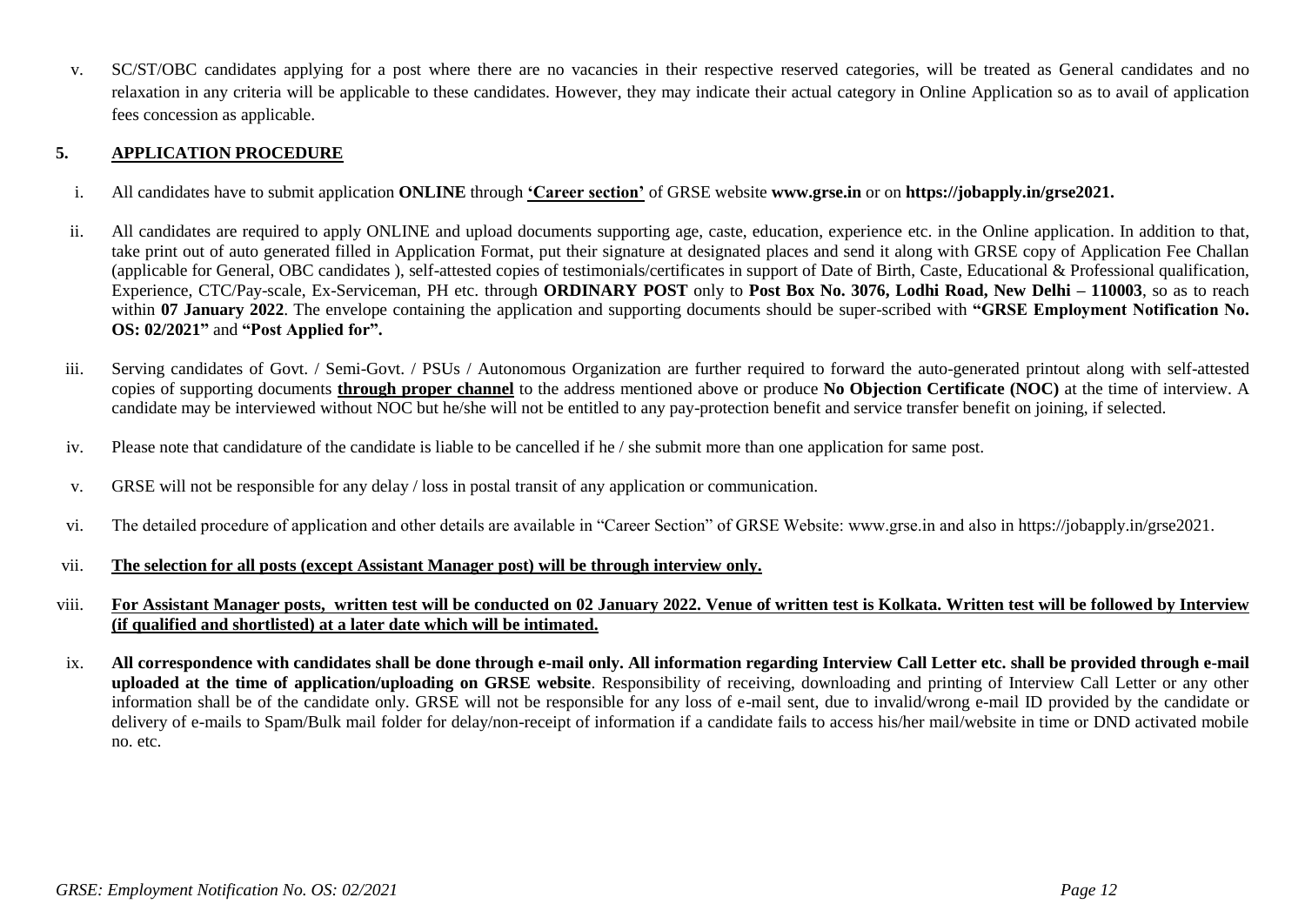v. SC/ST/OBC candidates applying for a post where there are no vacancies in their respective reserved categories, will be treated as General candidates and no relaxation in any criteria will be applicable to these candidates. However, they may indicate their actual category in Online Application so as to avail of application fees concession as applicable.

## 5. APPLICATION PROCEDURE

i. All candidates have to submit application **ONLINE** through **'Career section'** of GRSE website **www.grse.in** or on **https://jobapply.in/grse2021.**

ii. All candidates are required to apply ONLINE and upload documents supporting age, caste, education, experience etc. in the Online application. In addition to that, take print out of auto generated filled in Application Format, put their signature at designated places and send it along with GRSE copy of Application Fee Challan (applicable for General, OBC candidates ), self-attested copies of testimonials/certificates in support of Date of Birth, Caste, Educational & Professional qualification, Experience, CTC/Pay-scale, Ex-Serviceman, PH etc. through **ORDINARY POST** only to **Post Box No. 3076, Lodhi Road, New Delhi – 110003**, so as to reach within **07 January 2022**. The envelope containing the application and supporting documents should be super-scribed with **"GRSE Employment Notification No. OS: 02/2021"** and **"Post Applied for".**

iii. Serving candidates of Govt. / Semi-Govt. / PSUs / Autonomous Organization are further required to forward the auto-generated printout along with self-attested copies of supporting documents **through proper channel** to the address mentioned above or produce **No Objection Certificate (NOC)** at the time of interview. A candidate may be interviewed without NOC but he/she will not be entitled to any pay-protection benefit and service transfer benefit on joining, if selected.

iv. Please note that candidature of the candidate is liable to be cancelled if he / she submit more than one application for same post.

v. GRSE will not be responsible for any delay / loss in postal transit of any application or communication.

vi. The detailed procedure of application and other details are available in "Career Section" of GRSE Website: www.grse.in and also in https://jobapply.in/grse2021.

vii. **The selection for all posts (except Assistant Manager post) will be through interview only.**

viii. **For Assistant Manager posts, written test will be conducted on 02 January 2022. Venue of written test is Kolkata. Written test will be followed by Interview (if qualified and shortlisted) at a later date which will be intimated.**

ix. **All correspondence with candidates shall be done through e-mail only. All information regarding Interview Call Letter etc. shall be provided through e-mail uploaded at the time of application/uploading on GRSE website**. Responsibility of receiving, downloading and printing of Interview Call Letter or any other information shall be of the candidate only. GRSE will not be responsible for any loss of e-mail sent, due to invalid/wrong e-mail ID provided by the candidate or delivery of e-mails to Spam/Bulk mail folder for delay/non-receipt of information if a candidate fails to access his/her mail/website in time or DND activated mobile no. etc.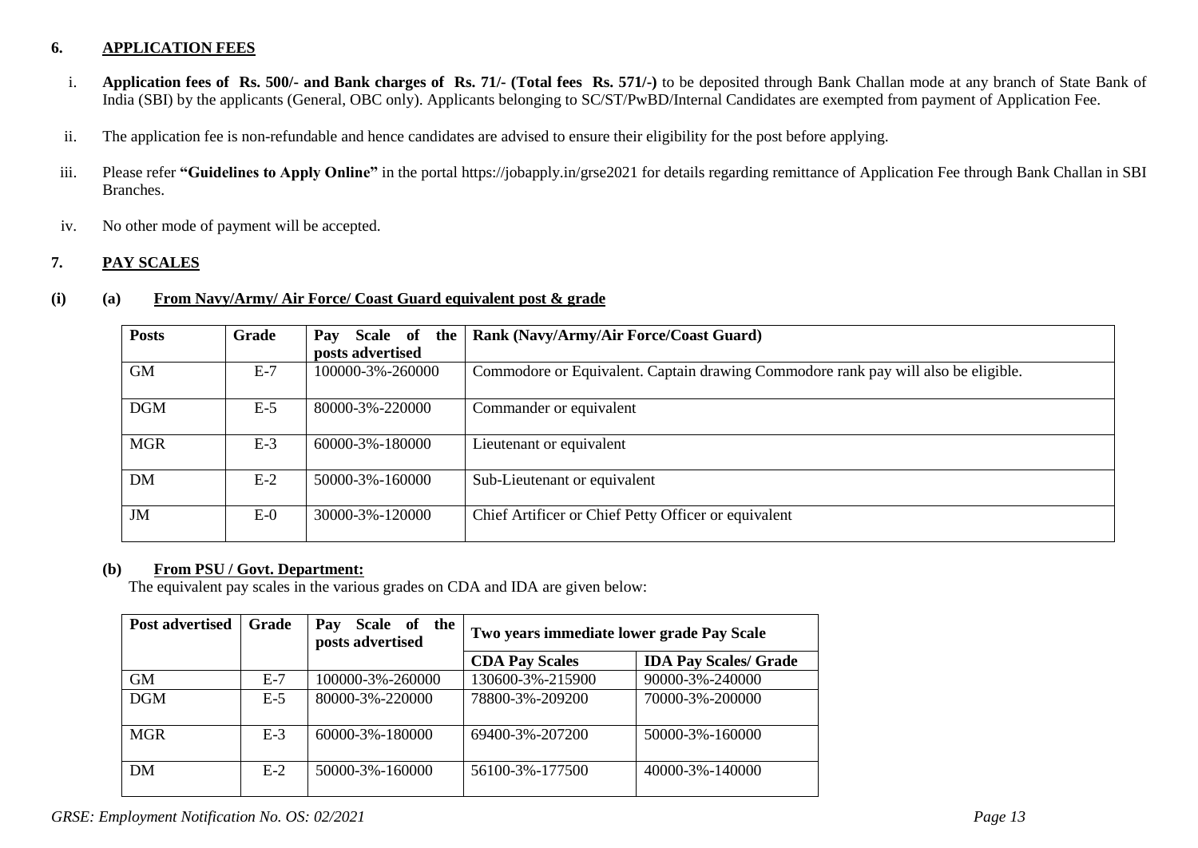## 6. APPLICATION FEES

i. **Application fees of Rs. 500/- and Bank charges of Rs. 71/- (Total fees Rs. 571/-)** to be deposited through Bank Challan mode at any branch of State Bank of India (SBI) by the applicants (General, OBC only). Applicants belonging to SC/ST/PwBD/Internal Candidates are exempted from payment of Application Fee.

ii. The application fee is non-refundable and hence candidates are advised to ensure their eligibility for the post before applying.

iii. Please refer **"Guidelines to Apply Online"** in the portal https://jobapply.in/grse2021 for details regarding remittance of Application Fee through Bank Challan in SBI Branches.

iv. No other mode of payment will be accepted.

## 7. PAY SCALES

### (i) (a) From Navy/Army/ Air Force/ Coast Guard equivalent post & grade

| Posts | Grade | Pay Scale of the posts advertised | Rank (Navy/Army/Air Force/Coast Guard) |
|---|---|---|---|
| GM | E-7 | 100000-3%-260000 | Commodore or Equivalent. Captain drawing Commodore rank pay will also be eligible. |
| DGM | E-5 | 80000-3%-220000 | Commander or equivalent |
| MGR | E-3 | 60000-3%-180000 | Lieutenant or equivalent |
| DM | E-2 | 50000-3%-160000 | Sub-Lieutenant or equivalent |
| JM | E-0 | 30000-3%-120000 | Chief Artificer or Chief Petty Officer or equivalent |

### (b) From PSU / Govt. Department:

The equivalent pay scales in the various grades on CDA and IDA are given below:

| Post advertised | Grade | Pay Scale of the posts advertised | Two years immediate lower grade Pay Scale | |
|---|---|---|---|---|
| | | | **CDA Pay Scales** | **IDA Pay Scales/ Grade** |
| GM | E-7 | 100000-3%-260000 | 130600-3%-215900 | 90000-3%-240000 |
| DGM | E-5 | 80000-3%-220000 | 78800-3%-209200 | 70000-3%-200000 |
| MGR | E-3 | 60000-3%-180000 | 69400-3%-207200 | 50000-3%-160000 |
| DM | E-2 | 50000-3%-160000 | 56100-3%-177500 | 40000-3%-140000 |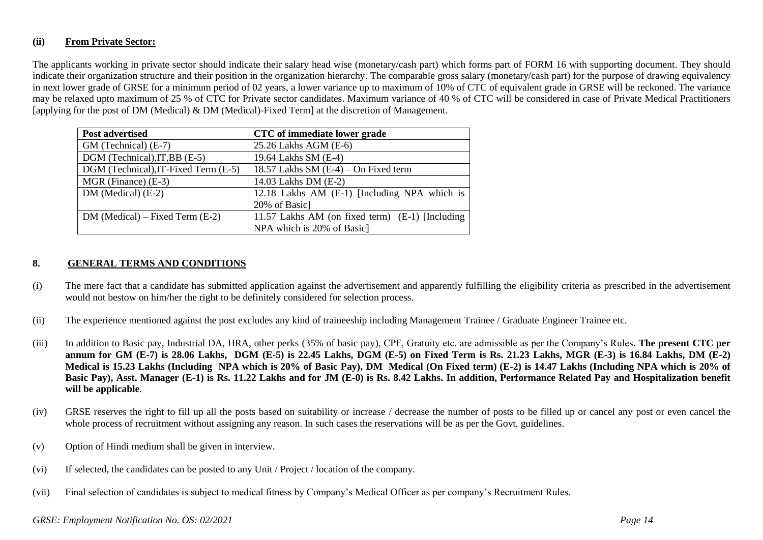**(ii) From Private Sector:**

The applicants working in private sector should indicate their salary head wise (monetary/cash part) which forms part of FORM 16 with supporting document. They should indicate their organization structure and their position in the organization hierarchy. The comparable gross salary (monetary/cash part) for the purpose of drawing equivalency in next lower grade of GRSE for a minimum period of 02 years, a lower variance up to maximum of 10% of CTC of equivalent grade in GRSE will be reckoned. The variance may be relaxed upto maximum of 25 % of CTC for Private sector candidates. Maximum variance of 40 % of CTC will be considered in case of Private Medical Practitioners [applying for the post of DM (Medical) & DM (Medical)-Fixed Term] at the discretion of Management.

| Post advertised | CTC of immediate lower grade |
|---|---|
| GM (Technical) (E-7) | 25.26 Lakhs AGM (E-6) |
| DGM (Technical),IT,BB (E-5) | 19.64 Lakhs SM (E-4) |
| DGM (Technical),IT-Fixed Term (E-5) | 18.57 Lakhs SM (E-4) – On Fixed term |
| MGR (Finance) (E-3) | 14.03 Lakhs DM (E-2) |
| DM (Medical) (E-2) | 12.18 Lakhs AM (E-1) [Including NPA which is 20% of Basic] |
| DM (Medical) – Fixed Term (E-2) | 11.57 Lakhs AM (on fixed term) (E-1) [Including NPA which is 20% of Basic] |

## 8. GENERAL TERMS AND CONDITIONS

(i) The mere fact that a candidate has submitted application against the advertisement and apparently fulfilling the eligibility criteria as prescribed in the advertisement would not bestow on him/her the right to be definitely considered for selection process.

(ii) The experience mentioned against the post excludes any kind of traineeship including Management Trainee / Graduate Engineer Trainee etc.

(iii) In addition to Basic pay, Industrial DA, HRA, other perks (35% of basic pay), CPF, Gratuity etc. are admissible as per the Company's Rules. **The present CTC per annum for GM (E-7) is 28.06 Lakhs, DGM (E-5) is 22.45 Lakhs, DGM (E-5) on Fixed Term is Rs. 21.23 Lakhs, MGR (E-3) is 16.84 Lakhs, DM (E-2) Medical is 15.23 Lakhs (Including NPA which is 20% of Basic Pay), DM Medical (On Fixed term) (E-2) is 14.47 Lakhs (Including NPA which is 20% of Basic Pay), Asst. Manager (E-1) is Rs. 11.22 Lakhs and for JM (E-0) is Rs. 8.42 Lakhs. In addition, Performance Related Pay and Hospitalization benefit will be applicable**.

(iv) GRSE reserves the right to fill up all the posts based on suitability or increase / decrease the number of posts to be filled up or cancel any post or even cancel the whole process of recruitment without assigning any reason. In such cases the reservations will be as per the Govt. guidelines.

(v) Option of Hindi medium shall be given in interview.

(vi) If selected, the candidates can be posted to any Unit / Project / location of the company.

(vii) Final selection of candidates is subject to medical fitness by Company's Medical Officer as per company's Recruitment Rules.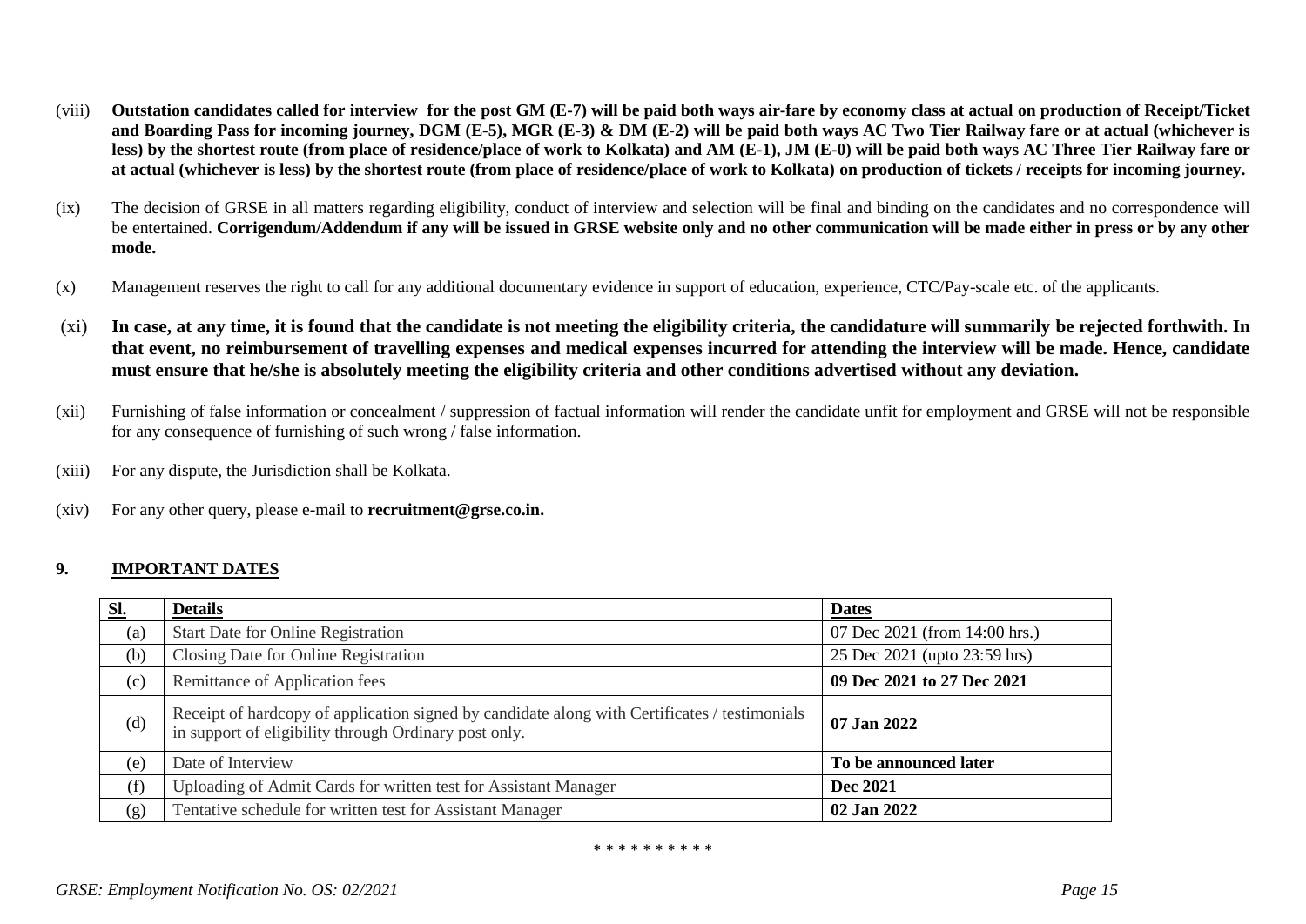(viii) **Outstation candidates called for interview for the post GM (E-7) will be paid both ways air-fare by economy class at actual on production of Receipt/Ticket and Boarding Pass for incoming journey, DGM (E-5), MGR (E-3) & DM (E-2) will be paid both ways AC Two Tier Railway fare or at actual (whichever is less) by the shortest route (from place of residence/place of work to Kolkata) and AM (E-1), JM (E-0) will be paid both ways AC Three Tier Railway fare or at actual (whichever is less) by the shortest route (from place of residence/place of work to Kolkata) on production of tickets / receipts for incoming journey.**

(ix) The decision of GRSE in all matters regarding eligibility, conduct of interview and selection will be final and binding on the candidates and no correspondence will be entertained. **Corrigendum/Addendum if any will be issued in GRSE website only and no other communication will be made either in press or by any other mode.**

(x) Management reserves the right to call for any additional documentary evidence in support of education, experience, CTC/Pay-scale etc. of the applicants.

(xi) **In case, at any time, it is found that the candidate is not meeting the eligibility criteria, the candidature will summarily be rejected forthwith. In that event, no reimbursement of travelling expenses and medical expenses incurred for attending the interview will be made. Hence, candidate must ensure that he/she is absolutely meeting the eligibility criteria and other conditions advertised without any deviation.**

(xii) Furnishing of false information or concealment / suppression of factual information will render the candidate unfit for employment and GRSE will not be responsible for any consequence of furnishing of such wrong / false information.

(xiii) For any dispute, the Jurisdiction shall be Kolkata.

(xiv) For any other query, please e-mail to **recruitment@grse.co.in.**

## 9. IMPORTANT DATES

| Sl. | Details | Dates |
|---|---|---|
| (a) | Start Date for Online Registration | 07 Dec 2021 (from 14:00 hrs.) |
| (b) | Closing Date for Online Registration | 25 Dec 2021 (upto 23:59 hrs) |
| (c) | Remittance of Application fees | **09 Dec 2021 to 27 Dec 2021** |
| (d) | Receipt of hardcopy of application signed by candidate along with Certificates / testimonials in support of eligibility through Ordinary post only. | **07 Jan 2022** |
| (e) | Date of Interview | **To be announced later** |
| (f) | Uploading of Admit Cards for written test for Assistant Manager | **Dec 2021** |
| (g) | Tentative schedule for written test for Assistant Manager | **02 Jan 2022** |

* * * * * * * * * *